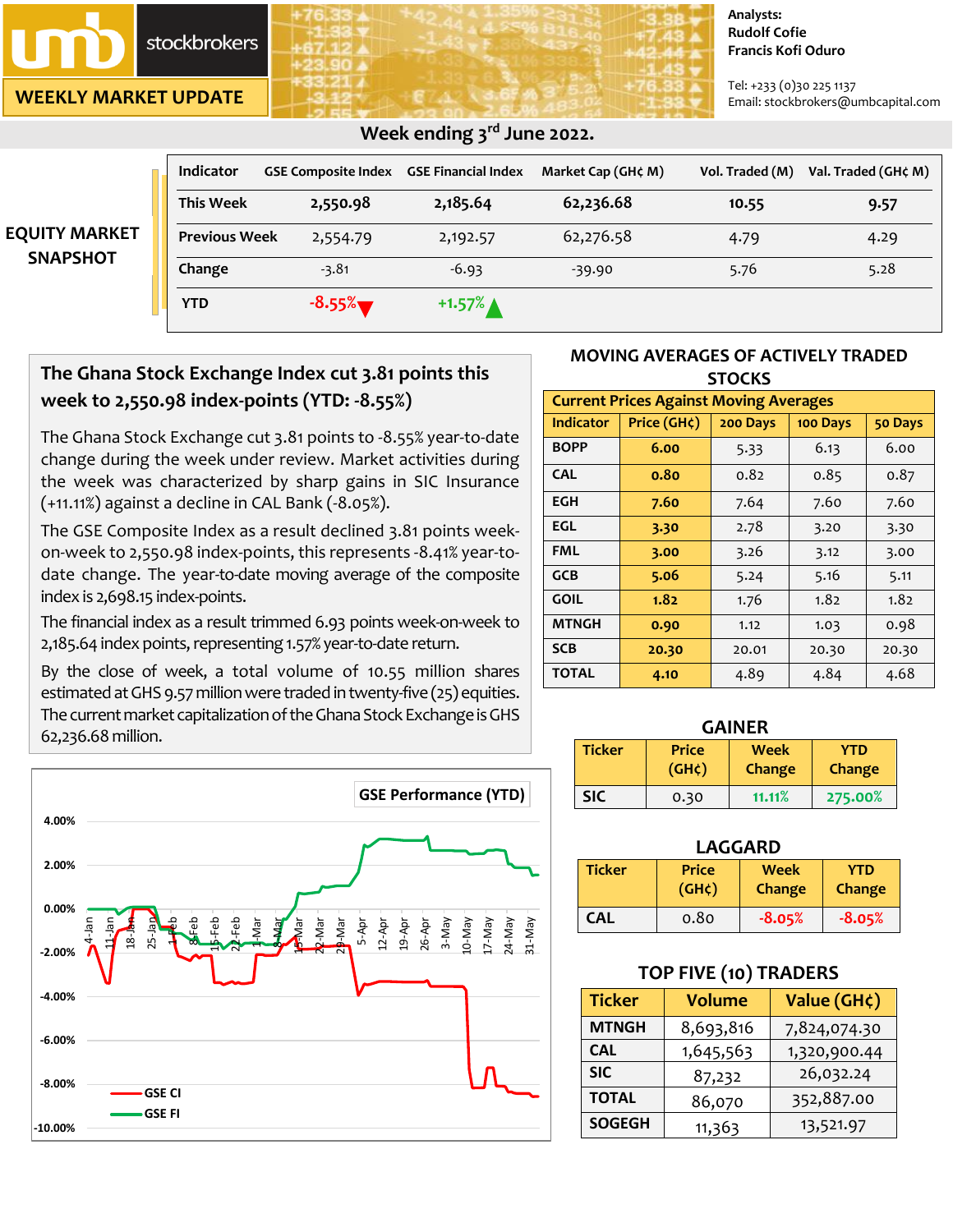umb stockbrokers

**WEEKLY MARKET UPDATE**

Analysts:
Rudolf Cofie
Francis Kofi Oduro

Tel: +233 (0)30 225 1137
Email: stockbrokers@umbcapital.com

## Week ending 3rd June 2022.

### EQUITY MARKET SNAPSHOT

| Indicator | GSE Composite Index | GSE Financial Index | Market Cap (GH¢ M) | Vol. Traded (M) | Val. Traded (GH¢ M) |
|---|---|---|---|---|---|
| This Week | 2,550.98 | 2,185.64 | 62,236.68 | 10.55 | 9.57 |
| Previous Week | 2,554.79 | 2,192.57 | 62,276.58 | 4.79 | 4.29 |
| Change | -3.81 | -6.93 | -39.90 | 5.76 | 5.28 |
| YTD | -8.55% | +1.57% | | | |

### The Ghana Stock Exchange Index cut 3.81 points this week to 2,550.98 index-points (YTD: -8.55%)

The Ghana Stock Exchange cut 3.81 points to -8.55% year-to-date change during the week under review. Market activities during the week was characterized by sharp gains in SIC Insurance (+11.11%) against a decline in CAL Bank (-8.05%).

The GSE Composite Index as a result declined 3.81 points week-on-week to 2,550.98 index-points, this represents -8.41% year-to-date change. The year-to-date moving average of the composite index is 2,698.15 index-points.

The financial index as a result trimmed 6.93 points week-on-week to 2,185.64 index points, representing 1.57% year-to-date return.

By the close of week, a total volume of 10.55 million shares estimated at GHS 9.57 million were traded in twenty-five (25) equities. The current market capitalization of the Ghana Stock Exchange is GHS 62,236.68 million.

GSE Performance (YTD)

Legend: GSE CI, GSE FI

### MOVING AVERAGES OF ACTIVELY TRADED STOCKS

Current Prices Against Moving Averages

| Indicator | Price (GH¢) | 200 Days | 100 Days | 50 Days |
|---|---|---|---|---|
| BOPP | 6.00 | 5.33 | 6.13 | 6.00 |
| CAL | 0.80 | 0.82 | 0.85 | 0.87 |
| EGH | 7.60 | 7.64 | 7.60 | 7.60 |
| EGL | 3.30 | 2.78 | 3.20 | 3.30 |
| FML | 3.00 | 3.26 | 3.12 | 3.00 |
| GCB | 5.06 | 5.24 | 5.16 | 5.11 |
| GOIL | 1.82 | 1.76 | 1.82 | 1.82 |
| MTNGH | 0.90 | 1.12 | 1.03 | 0.98 |
| SCB | 20.30 | 20.01 | 20.30 | 20.30 |
| TOTAL | 4.10 | 4.89 | 4.84 | 4.68 |

### GAINER

| Ticker | Price (GH¢) | Week Change | YTD Change |
|---|---|---|---|
| SIC | 0.30 | 11.11% | 275.00% |

### LAGGARD

| Ticker | Price (GH¢) | Week Change | YTD Change |
|---|---|---|---|
| CAL | 0.80 | -8.05% | -8.05% |

### TOP FIVE (10) TRADERS

| Ticker | Volume | Value (GH¢) |
|---|---|---|
| MTNGH | 8,693,816 | 7,824,074.30 |
| CAL | 1,645,563 | 1,320,900.44 |
| SIC | 87,232 | 26,032.24 |
| TOTAL | 86,070 | 352,887.00 |
| SOGEGH | 11,363 | 13,521.97 |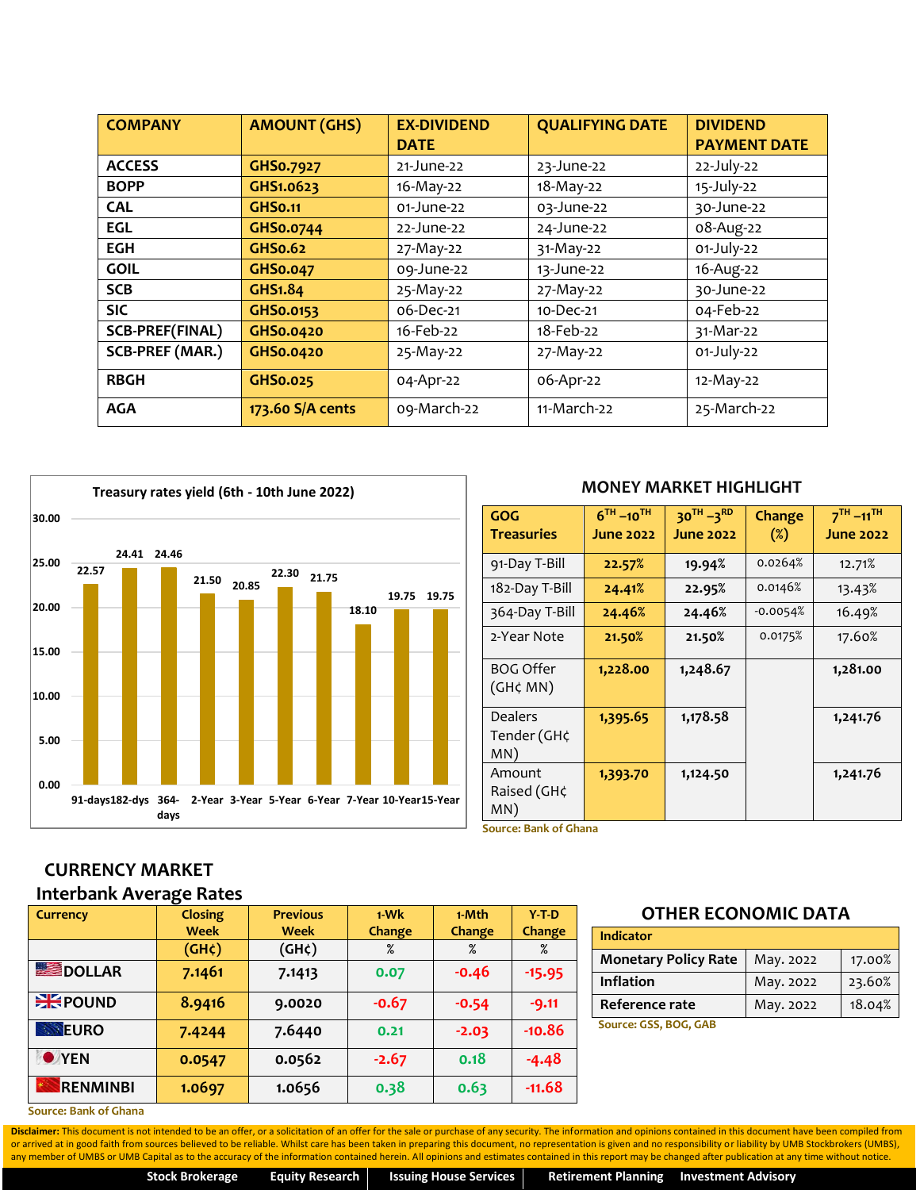| COMPANY | AMOUNT (GHS) | EX-DIVIDEND DATE | QUALIFYING DATE | DIVIDEND PAYMENT DATE |
|---|---|---|---|---|
| ACCESS | GHS0.7927 | 21-June-22 | 23-June-22 | 22-July-22 |
| BOPP | GHS1.0623 | 16-May-22 | 18-May-22 | 15-July-22 |
| CAL | GHS0.11 | 01-June-22 | 03-June-22 | 30-June-22 |
| EGL | GHS0.0744 | 22-June-22 | 24-June-22 | 08-Aug-22 |
| EGH | GHS0.62 | 27-May-22 | 31-May-22 | 01-July-22 |
| GOIL | GHS0.047 | 09-June-22 | 13-June-22 | 16-Aug-22 |
| SCB | GHS1.84 | 25-May-22 | 27-May-22 | 30-June-22 |
| SIC | GHS0.0153 | 06-Dec-21 | 10-Dec-21 | 04-Feb-22 |
| SCB-PREF(FINAL) | GHS0.0420 | 16-Feb-22 | 18-Feb-22 | 31-Mar-22 |
| SCB-PREF (MAR.) | GHS0.0420 | 25-May-22 | 27-May-22 | 01-July-22 |
| RBGH | GHS0.025 | 04-Apr-22 | 06-Apr-22 | 12-May-22 |
| AGA | 173.60 S/A cents | 09-March-22 | 11-March-22 | 25-March-22 |

Treasury rates yield (6th - 10th June 2022)

30.00
25.00
20.00
15.00
10.00
5.00
0.00

22.57 24.41 24.46 21.50 20.85 22.30 21.75 18.10 19.75 19.75

91-days 182-dys 364-days 2-Year 3-Year 5-Year 6-Year 7-Year 10-Year 15-Year

## MONEY MARKET HIGHLIGHT

| GOG Treasuries | 6TH –10TH June 2022 | 30TH –3RD June 2022 | Change (%) | 7TH –11TH June 2022 |
|---|---|---|---|---|
| 91-Day T-Bill | 22.57% | 19.94% | 0.0264% | 12.71% |
| 182-Day T-Bill | 24.41% | 22.95% | 0.0146% | 13.43% |
| 364-Day T-Bill | 24.46% | 24.46% | -0.0054% | 16.49% |
| 2-Year Note | 21.50% | 21.50% | 0.0175% | 17.60% |
| BOG Offer (GH¢ MN) | 1,228.00 | 1,248.67 | | 1,281.00 |
| Dealers Tender (GH¢ MN) | 1,395.65 | 1,178.58 | | 1,241.76 |
| Amount Raised (GH¢ MN) | 1,393.70 | 1,124.50 | | 1,241.76 |

Source: Bank of Ghana

## CURRENCY MARKET

### Interbank Average Rates

| Currency | Closing Week | Previous Week | 1-Wk Change | 1-Mth Change | Y-T-D Change |
|---|---|---|---|---|---|
| | (GH¢) | (GH¢) | % | % | % |
| DOLLAR | 7.1461 | 7.1413 | 0.07 | -0.46 | -15.95 |
| POUND | 8.9416 | 9.0020 | -0.67 | -0.54 | -9.11 |
| EURO | 7.4244 | 7.6440 | 0.21 | -2.03 | -10.86 |
| YEN | 0.0547 | 0.0562 | -2.67 | 0.18 | -4.48 |
| RENMINBI | 1.0697 | 1.0656 | 0.38 | 0.63 | -11.68 |

Source: Bank of Ghana

## OTHER ECONOMIC DATA

| Indicator | | |
|---|---|---|
| Monetary Policy Rate | May. 2022 | 17.00% |
| Inflation | May. 2022 | 23.60% |
| Reference rate | May. 2022 | 18.04% |

Source: GSS, BOG, GAB

**Disclaimer:** This document is not intended to be an offer, or a solicitation of an offer for the sale or purchase of any security. The information and opinions contained in this document have been compiled from or arrived at in good faith from sources believed to be reliable. Whilst care has been taken in preparing this document, no representation is given and no responsibility or liability by UMB Stockbrokers (UMBS), any member of UMBS or UMB Capital as to the accuracy of the information contained herein. All opinions and estimates contained in this report may be changed after publication at any time without notice.

Stock Brokerage | Equity Research | Issuing House Services | Retirement Planning | Investment Advisory